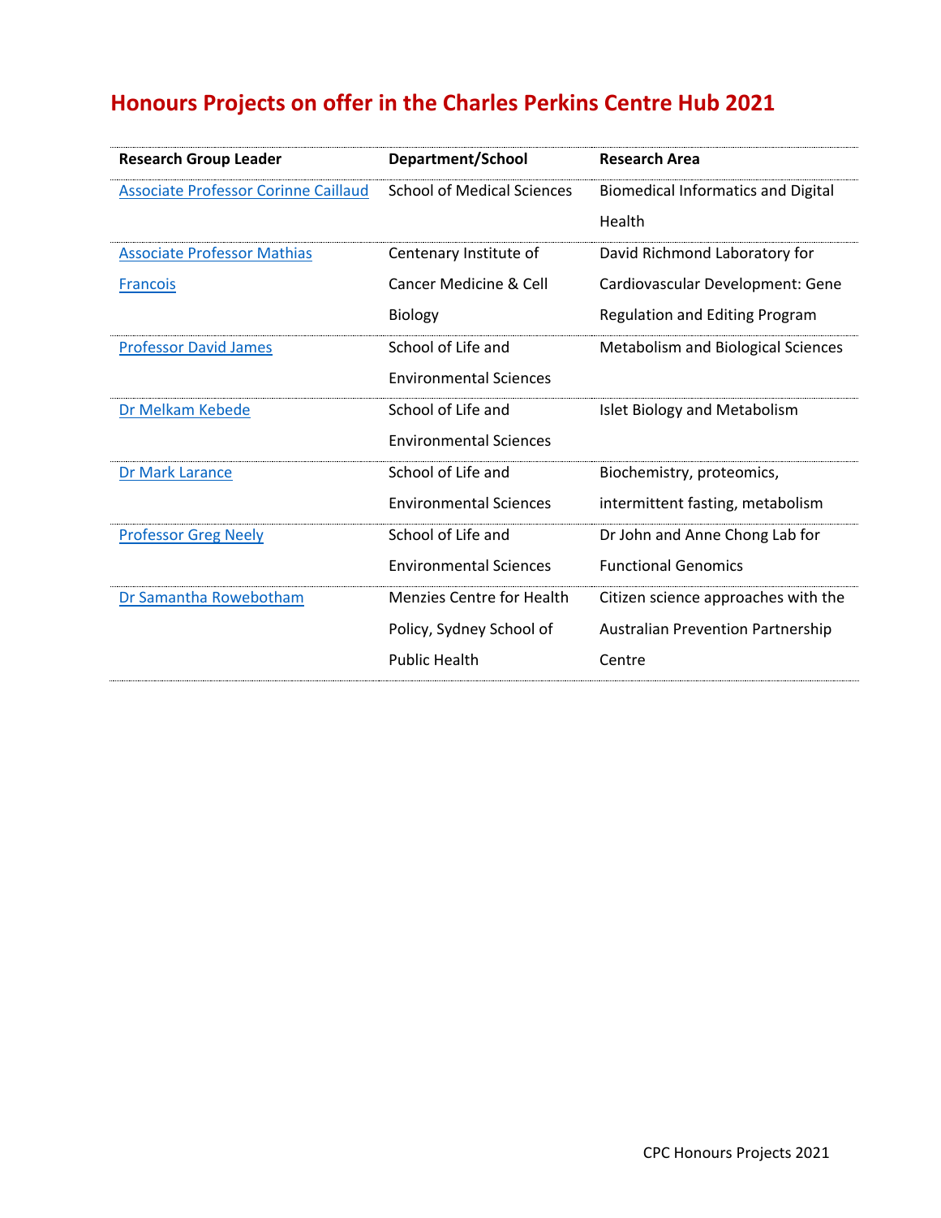# Honours Projects on offer in the Charles Perkins Centre Hub 2021

| Research Group Leader | Department/School | Research Area |
|---|---|---|
| Associate Professor Corinne Caillaud | School of Medical Sciences | Biomedical Informatics and Digital Health |
| Associate Professor Mathias Francois | Centenary Institute of Cancer Medicine & Cell Biology | David Richmond Laboratory for Cardiovascular Development: Gene Regulation and Editing Program |
| Professor David James | School of Life and Environmental Sciences | Metabolism and Biological Sciences |
| Dr Melkam Kebede | School of Life and Environmental Sciences | Islet Biology and Metabolism |
| Dr Mark Larance | School of Life and Environmental Sciences | Biochemistry, proteomics, intermittent fasting, metabolism |
| Professor Greg Neely | School of Life and Environmental Sciences | Dr John and Anne Chong Lab for Functional Genomics |
| Dr Samantha Rowebotham | Menzies Centre for Health Policy, Sydney School of Public Health | Citizen science approaches with the Australian Prevention Partnership Centre |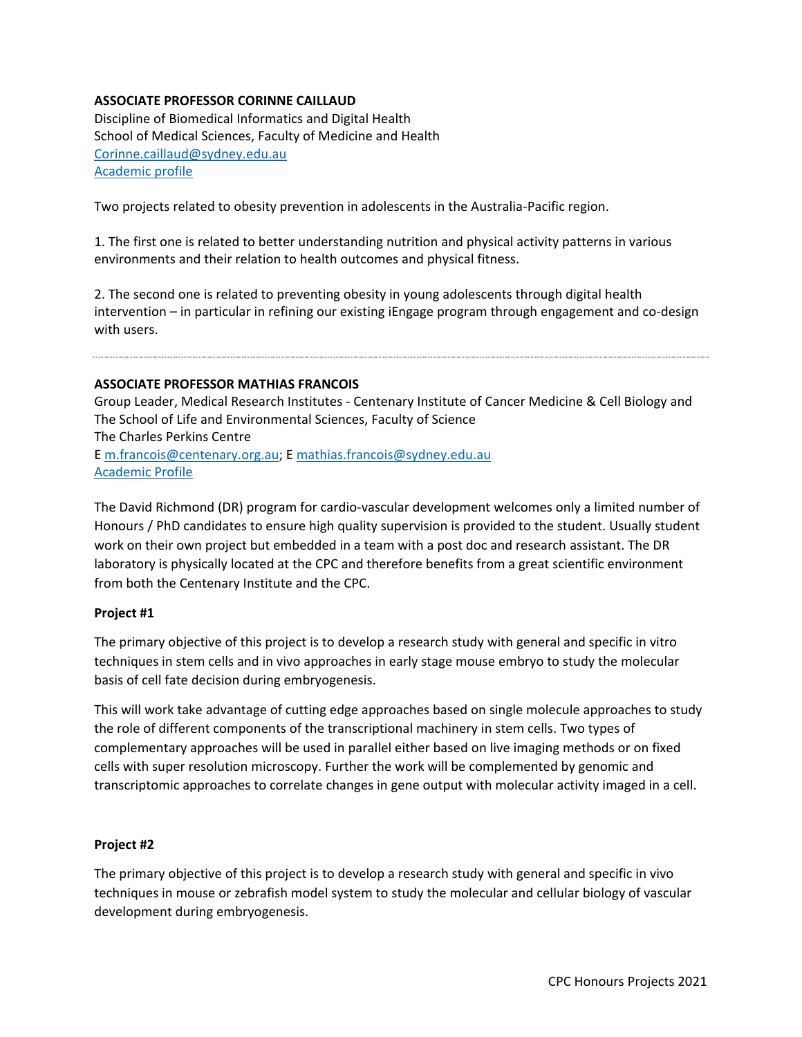**ASSOCIATE PROFESSOR CORINNE CAILLAUD**
Discipline of Biomedical Informatics and Digital Health
School of Medical Sciences, Faculty of Medicine and Health
[Corinne.caillaud@sydney.edu.au](mailto:Corinne.caillaud@sydney.edu.au)
Academic profile

Two projects related to obesity prevention in adolescents in the Australia-Pacific region.

1. The first one is related to better understanding nutrition and physical activity patterns in various environments and their relation to health outcomes and physical fitness.

2. The second one is related to preventing obesity in young adolescents through digital health intervention – in particular in refining our existing iEngage program through engagement and co-design with users.

---

**ASSOCIATE PROFESSOR MATHIAS FRANCOIS**
Group Leader, Medical Research Institutes - Centenary Institute of Cancer Medicine & Cell Biology and The School of Life and Environmental Sciences, Faculty of Science
The Charles Perkins Centre
E [m.francois@centenary.org.au](mailto:m.francois@centenary.org.au); E [mathias.francois@sydney.edu.au](mailto:mathias.francois@sydney.edu.au)
Academic Profile

The David Richmond (DR) program for cardio-vascular development welcomes only a limited number of Honours / PhD candidates to ensure high quality supervision is provided to the student. Usually student work on their own project but embedded in a team with a post doc and research assistant. The DR laboratory is physically located at the CPC and therefore benefits from a great scientific environment from both the Centenary Institute and the CPC.

**Project #1**

The primary objective of this project is to develop a research study with general and specific in vitro techniques in stem cells and in vivo approaches in early stage mouse embryo to study the molecular basis of cell fate decision during embryogenesis.

This will work take advantage of cutting edge approaches based on single molecule approaches to study the role of different components of the transcriptional machinery in stem cells. Two types of complementary approaches will be used in parallel either based on live imaging methods or on fixed cells with super resolution microscopy. Further the work will be complemented by genomic and transcriptomic approaches to correlate changes in gene output with molecular activity imaged in a cell.

**Project #2**

The primary objective of this project is to develop a research study with general and specific in vivo techniques in mouse or zebrafish model system to study the molecular and cellular biology of vascular development during embryogenesis.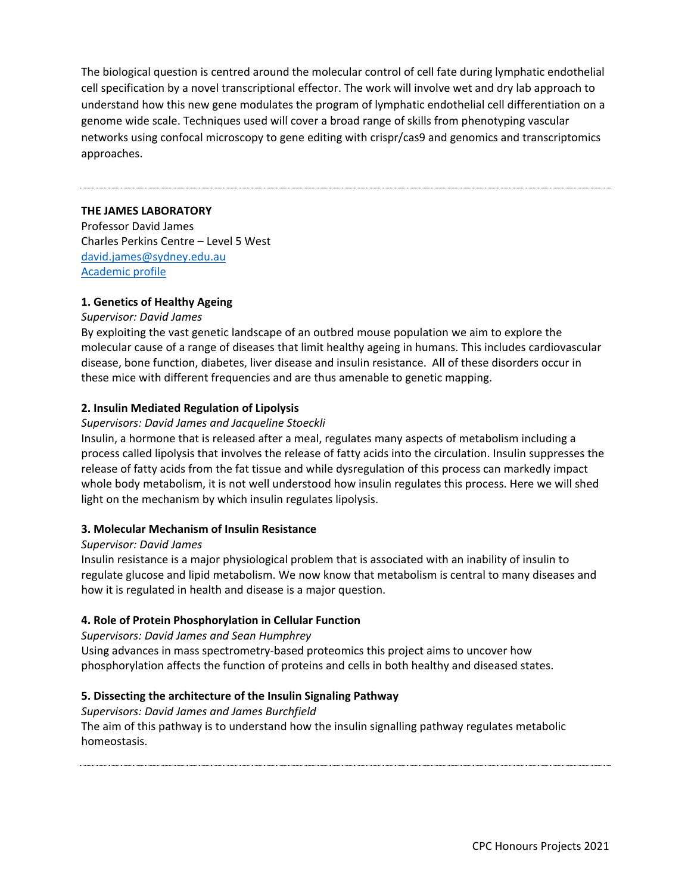The biological question is centred around the molecular control of cell fate during lymphatic endothelial cell specification by a novel transcriptional effector. The work will involve wet and dry lab approach to understand how this new gene modulates the program of lymphatic endothelial cell differentiation on a genome wide scale. Techniques used will cover a broad range of skills from phenotyping vascular networks using confocal microscopy to gene editing with crispr/cas9 and genomics and transcriptomics approaches.

---

**THE JAMES LABORATORY**
Professor David James
Charles Perkins Centre – Level 5 West
[david.james@sydney.edu.au](mailto:david.james@sydney.edu.au)
[Academic profile]()

**1. Genetics of Healthy Ageing**

*Supervisor: David James*

By exploiting the vast genetic landscape of an outbred mouse population we aim to explore the molecular cause of a range of diseases that limit healthy ageing in humans. This includes cardiovascular disease, bone function, diabetes, liver disease and insulin resistance. All of these disorders occur in these mice with different frequencies and are thus amenable to genetic mapping.

**2. Insulin Mediated Regulation of Lipolysis**

*Supervisors: David James and Jacqueline Stoeckli*

Insulin, a hormone that is released after a meal, regulates many aspects of metabolism including a process called lipolysis that involves the release of fatty acids into the circulation. Insulin suppresses the release of fatty acids from the fat tissue and while dysregulation of this process can markedly impact whole body metabolism, it is not well understood how insulin regulates this process. Here we will shed light on the mechanism by which insulin regulates lipolysis.

**3. Molecular Mechanism of Insulin Resistance**

*Supervisor: David James*

Insulin resistance is a major physiological problem that is associated with an inability of insulin to regulate glucose and lipid metabolism. We now know that metabolism is central to many diseases and how it is regulated in health and disease is a major question.

**4. Role of Protein Phosphorylation in Cellular Function**

*Supervisors: David James and Sean Humphrey*

Using advances in mass spectrometry-based proteomics this project aims to uncover how phosphorylation affects the function of proteins and cells in both healthy and diseased states.

**5. Dissecting the architecture of the Insulin Signaling Pathway**

*Supervisors: David James and James Burchfield*

The aim of this pathway is to understand how the insulin signalling pathway regulates metabolic homeostasis.

---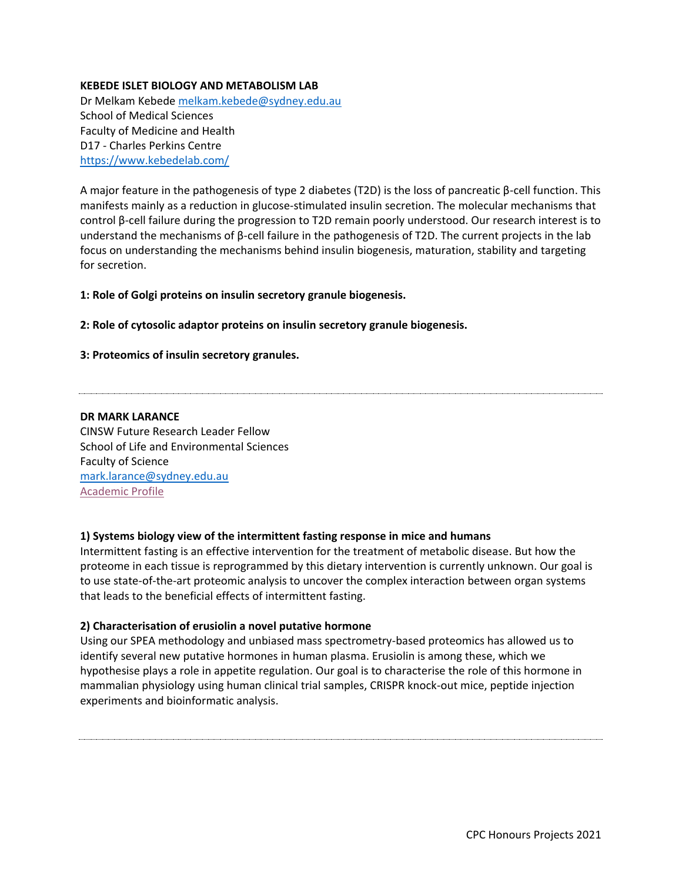**KEBEDE ISLET BIOLOGY AND METABOLISM LAB**
Dr Melkam Kebede melkam.kebede@sydney.edu.au
School of Medical Sciences
Faculty of Medicine and Health
D17 - Charles Perkins Centre
https://www.kebedelab.com/

A major feature in the pathogenesis of type 2 diabetes (T2D) is the loss of pancreatic β-cell function. This manifests mainly as a reduction in glucose-stimulated insulin secretion. The molecular mechanisms that control β-cell failure during the progression to T2D remain poorly understood. Our research interest is to understand the mechanisms of β-cell failure in the pathogenesis of T2D. The current projects in the lab focus on understanding the mechanisms behind insulin biogenesis, maturation, stability and targeting for secretion.

**1: Role of Golgi proteins on insulin secretory granule biogenesis.**

**2: Role of cytosolic adaptor proteins on insulin secretory granule biogenesis.**

**3: Proteomics of insulin secretory granules.**

---

**DR MARK LARANCE**
CINSW Future Research Leader Fellow
School of Life and Environmental Sciences
Faculty of Science
mark.larance@sydney.edu.au
Academic Profile

**1) Systems biology view of the intermittent fasting response in mice and humans**
Intermittent fasting is an effective intervention for the treatment of metabolic disease. But how the proteome in each tissue is reprogrammed by this dietary intervention is currently unknown. Our goal is to use state-of-the-art proteomic analysis to uncover the complex interaction between organ systems that leads to the beneficial effects of intermittent fasting.

**2) Characterisation of erusiolin a novel putative hormone**
Using our SPEA methodology and unbiased mass spectrometry-based proteomics has allowed us to identify several new putative hormones in human plasma. Erusiolin is among these, which we hypothesise plays a role in appetite regulation. Our goal is to characterise the role of this hormone in mammalian physiology using human clinical trial samples, CRISPR knock-out mice, peptide injection experiments and bioinformatic analysis.

---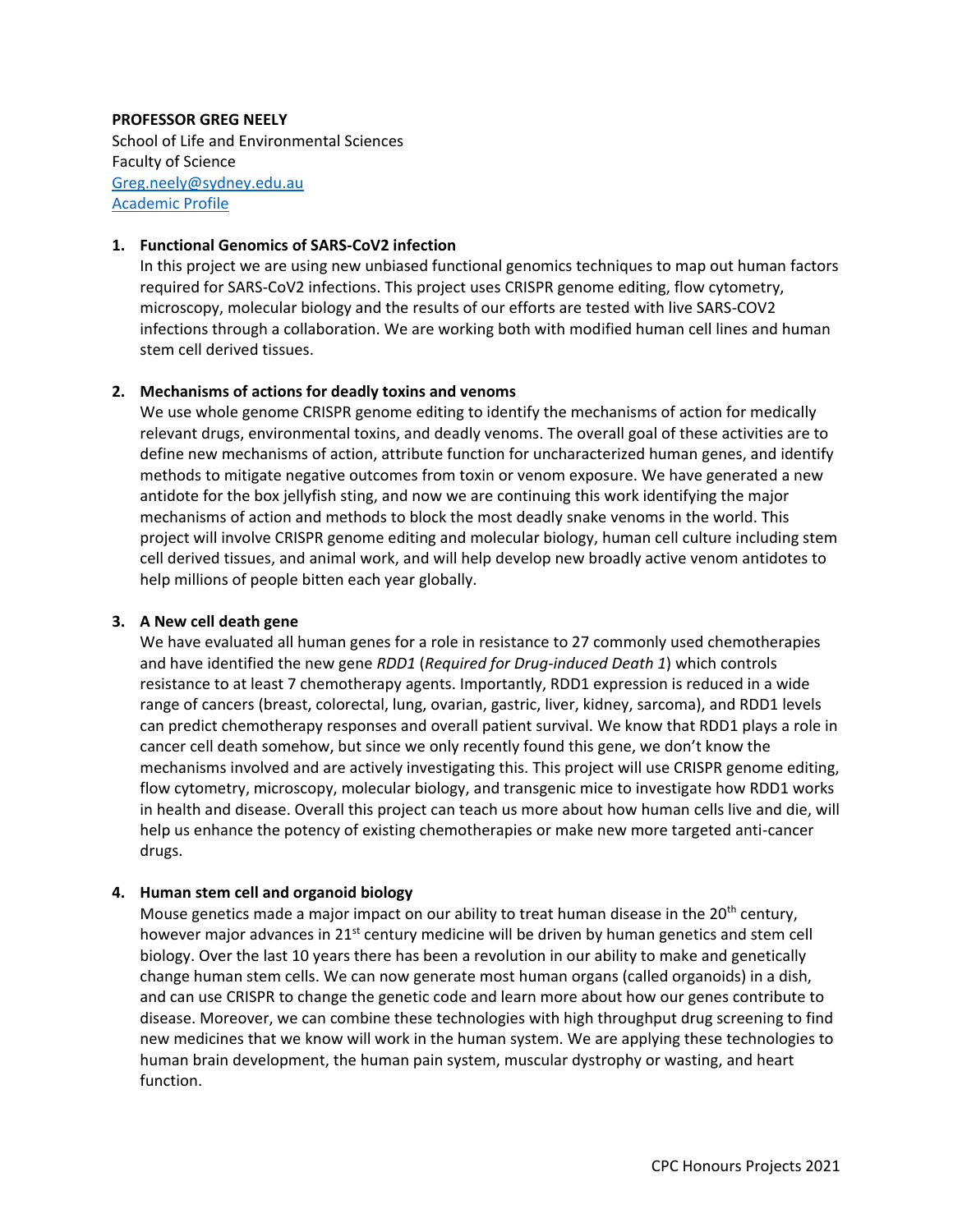**PROFESSOR GREG NEELY**
School of Life and Environmental Sciences
Faculty of Science
[Greg.neely@sydney.edu.au](mailto:Greg.neely@sydney.edu.au)
[Academic Profile]()

1. **Functional Genomics of SARS-CoV2 infection**
   In this project we are using new unbiased functional genomics techniques to map out human factors required for SARS-CoV2 infections. This project uses CRISPR genome editing, flow cytometry, microscopy, molecular biology and the results of our efforts are tested with live SARS-COV2 infections through a collaboration. We are working both with modified human cell lines and human stem cell derived tissues.

2. **Mechanisms of actions for deadly toxins and venoms**
   We use whole genome CRISPR genome editing to identify the mechanisms of action for medically relevant drugs, environmental toxins, and deadly venoms. The overall goal of these activities are to define new mechanisms of action, attribute function for uncharacterized human genes, and identify methods to mitigate negative outcomes from toxin or venom exposure. We have generated a new antidote for the box jellyfish sting, and now we are continuing this work identifying the major mechanisms of action and methods to block the most deadly snake venoms in the world. This project will involve CRISPR genome editing and molecular biology, human cell culture including stem cell derived tissues, and animal work, and will help develop new broadly active venom antidotes to help millions of people bitten each year globally.

3. **A New cell death gene**
   We have evaluated all human genes for a role in resistance to 27 commonly used chemotherapies and have identified the new gene *RDD1* (*Required for Drug-induced Death 1*) which controls resistance to at least 7 chemotherapy agents. Importantly, RDD1 expression is reduced in a wide range of cancers (breast, colorectal, lung, ovarian, gastric, liver, kidney, sarcoma), and RDD1 levels can predict chemotherapy responses and overall patient survival. We know that RDD1 plays a role in cancer cell death somehow, but since we only recently found this gene, we don't know the mechanisms involved and are actively investigating this. This project will use CRISPR genome editing, flow cytometry, microscopy, molecular biology, and transgenic mice to investigate how RDD1 works in health and disease. Overall this project can teach us more about how human cells live and die, will help us enhance the potency of existing chemotherapies or make new more targeted anti-cancer drugs.

4. **Human stem cell and organoid biology**
   Mouse genetics made a major impact on our ability to treat human disease in the 20th century, however major advances in 21st century medicine will be driven by human genetics and stem cell biology. Over the last 10 years there has been a revolution in our ability to make and genetically change human stem cells. We can now generate most human organs (called organoids) in a dish, and can use CRISPR to change the genetic code and learn more about how our genes contribute to disease. Moreover, we can combine these technologies with high throughput drug screening to find new medicines that we know will work in the human system. We are applying these technologies to human brain development, the human pain system, muscular dystrophy or wasting, and heart function.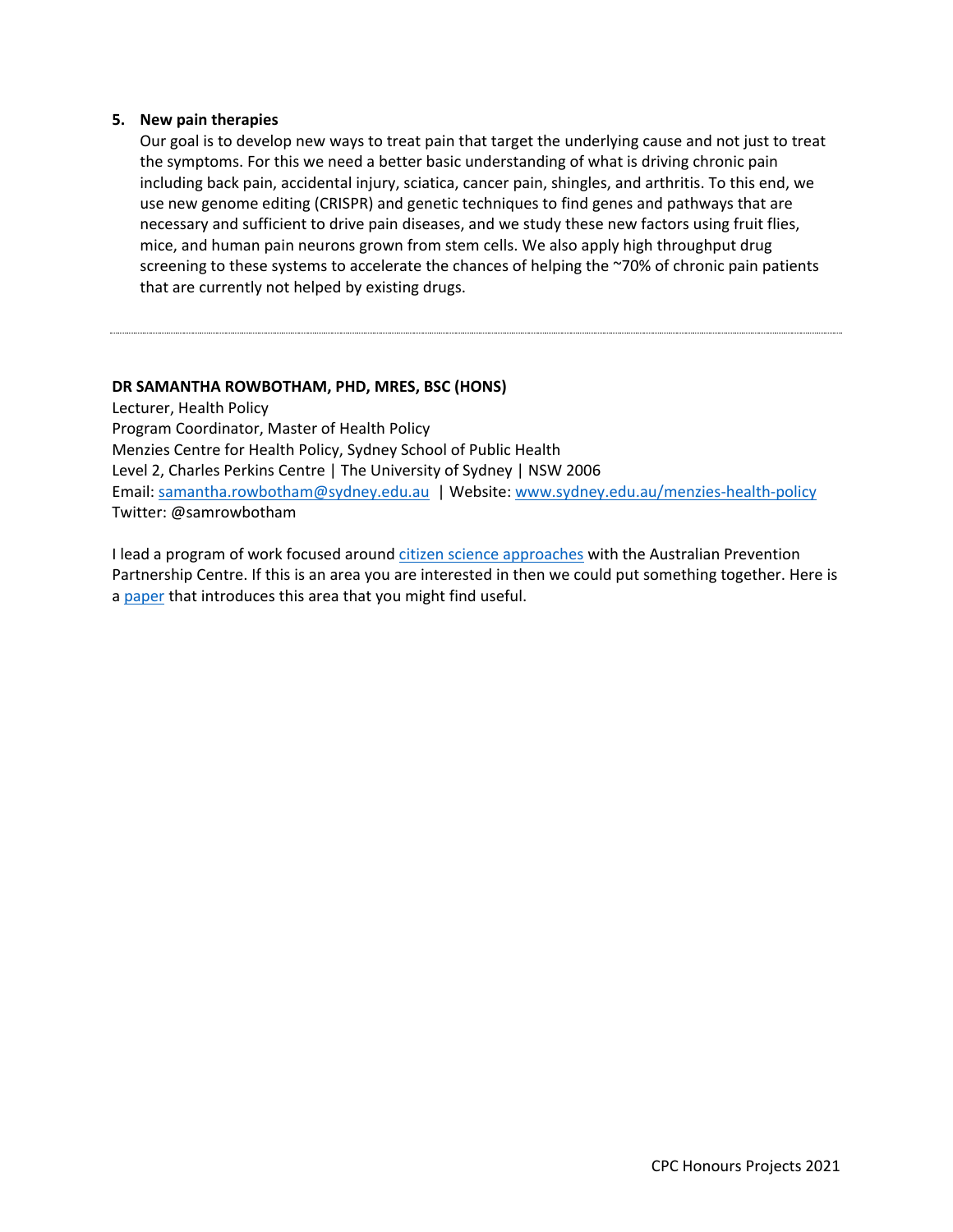5. **New pain therapies**

   Our goal is to develop new ways to treat pain that target the underlying cause and not just to treat the symptoms. For this we need a better basic understanding of what is driving chronic pain including back pain, accidental injury, sciatica, cancer pain, shingles, and arthritis. To this end, we use new genome editing (CRISPR) and genetic techniques to find genes and pathways that are necessary and sufficient to drive pain diseases, and we study these new factors using fruit flies, mice, and human pain neurons grown from stem cells. We also apply high throughput drug screening to these systems to accelerate the chances of helping the ~70% of chronic pain patients that are currently not helped by existing drugs.

---

**DR SAMANTHA ROWBOTHAM, PHD, MRES, BSC (HONS)**
Lecturer, Health Policy
Program Coordinator, Master of Health Policy
Menzies Centre for Health Policy, Sydney School of Public Health
Level 2, Charles Perkins Centre | The University of Sydney | NSW 2006
Email: samantha.rowbotham@sydney.edu.au | Website: www.sydney.edu.au/menzies-health-policy
Twitter: @samrowbotham

I lead a program of work focused around citizen science approaches with the Australian Prevention Partnership Centre. If this is an area you are interested in then we could put something together. Here is a paper that introduces this area that you might find useful.